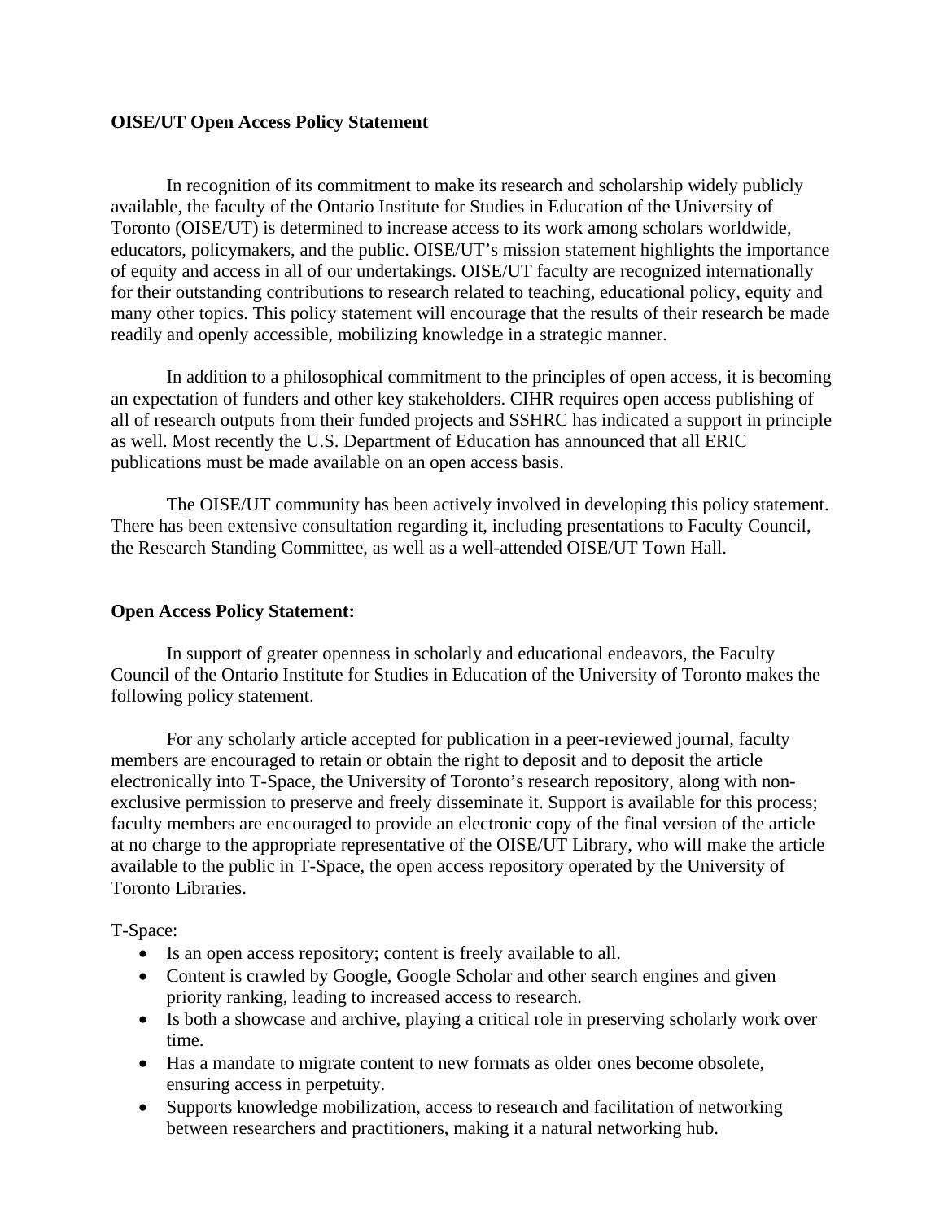**OISE/UT Open Access Policy Statement**

In recognition of its commitment to make its research and scholarship widely publicly available, the faculty of the Ontario Institute for Studies in Education of the University of Toronto (OISE/UT) is determined to increase access to its work among scholars worldwide, educators, policymakers, and the public. OISE/UT's mission statement highlights the importance of equity and access in all of our undertakings. OISE/UT faculty are recognized internationally for their outstanding contributions to research related to teaching, educational policy, equity and many other topics. This policy statement will encourage that the results of their research be made readily and openly accessible, mobilizing knowledge in a strategic manner.

In addition to a philosophical commitment to the principles of open access, it is becoming an expectation of funders and other key stakeholders. CIHR requires open access publishing of all of research outputs from their funded projects and SSHRC has indicated a support in principle as well. Most recently the U.S. Department of Education has announced that all ERIC publications must be made available on an open access basis.

The OISE/UT community has been actively involved in developing this policy statement. There has been extensive consultation regarding it, including presentations to Faculty Council, the Research Standing Committee, as well as a well-attended OISE/UT Town Hall.

**Open Access Policy Statement:**

In support of greater openness in scholarly and educational endeavors, the Faculty Council of the Ontario Institute for Studies in Education of the University of Toronto makes the following policy statement.

For any scholarly article accepted for publication in a peer-reviewed journal, faculty members are encouraged to retain or obtain the right to deposit and to deposit the article electronically into T-Space, the University of Toronto's research repository, along with non-exclusive permission to preserve and freely disseminate it. Support is available for this process; faculty members are encouraged to provide an electronic copy of the final version of the article at no charge to the appropriate representative of the OISE/UT Library, who will make the article available to the public in T-Space, the open access repository operated by the University of Toronto Libraries.

T-Space:

- Is an open access repository; content is freely available to all.
- Content is crawled by Google, Google Scholar and other search engines and given priority ranking, leading to increased access to research.
- Is both a showcase and archive, playing a critical role in preserving scholarly work over time.
- Has a mandate to migrate content to new formats as older ones become obsolete, ensuring access in perpetuity.
- Supports knowledge mobilization, access to research and facilitation of networking between researchers and practitioners, making it a natural networking hub.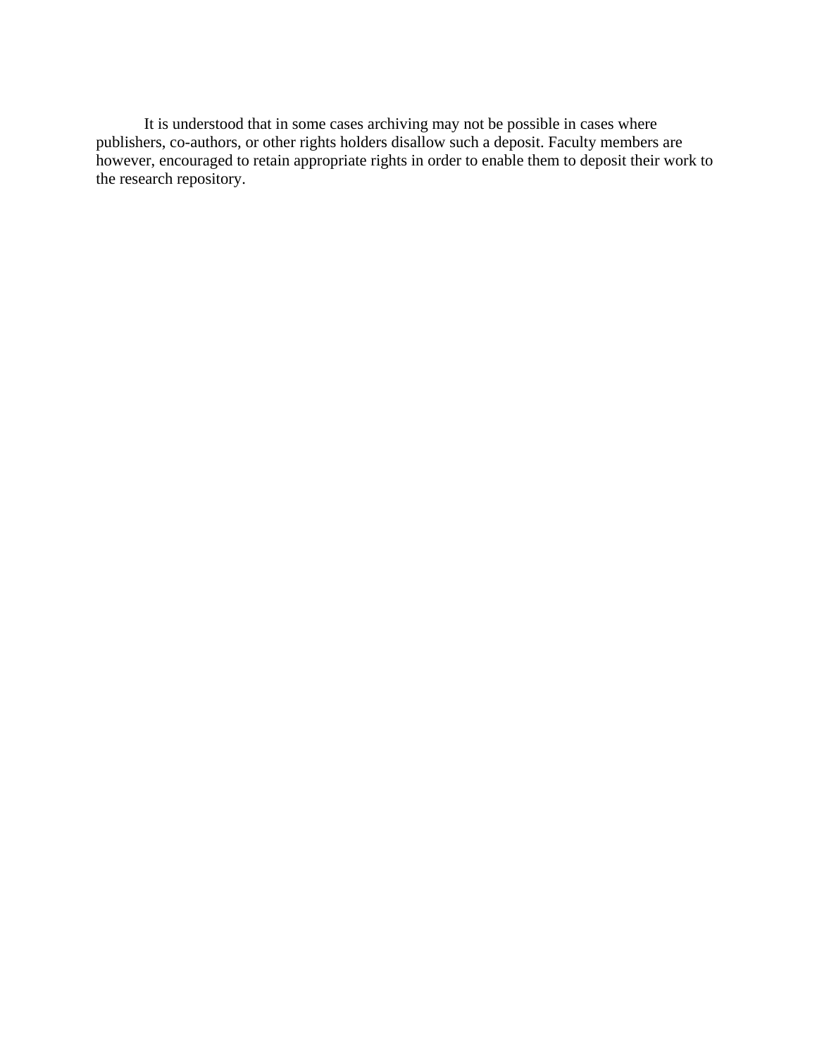It is understood that in some cases archiving may not be possible in cases where publishers, co-authors, or other rights holders disallow such a deposit. Faculty members are however, encouraged to retain appropriate rights in order to enable them to deposit their work to the research repository.